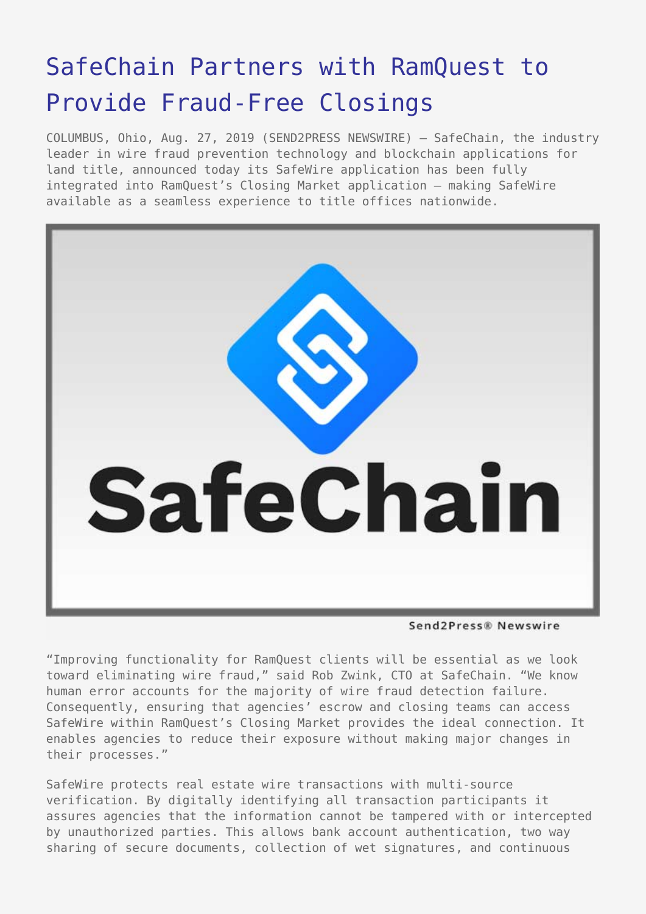# SafeChain Partners with RamQuest to Provide Fraud-Free Closings

COLUMBUS, Ohio, Aug. 27, 2019 (SEND2PRESS NEWSWIRE) — SafeChain, the industry leader in wire fraud prevention technology and blockchain applications for land title, announced today its SafeWire application has been fully integrated into RamQuest's Closing Market application – making SafeWire available as a seamless experience to title offices nationwide.

"Improving functionality for RamQuest clients will be essential as we look toward eliminating wire fraud," said Rob Zwink, CTO at SafeChain. "We know human error accounts for the majority of wire fraud detection failure. Consequently, ensuring that agencies' escrow and closing teams can access SafeWire within RamQuest's Closing Market provides the ideal connection. It enables agencies to reduce their exposure without making major changes in their processes."

SafeWire protects real estate wire transactions with multi-source verification. By digitally identifying all transaction participants it assures agencies that the information cannot be tampered with or intercepted by unauthorized parties. This allows bank account authentication, two way sharing of secure documents, collection of wet signatures, and continuous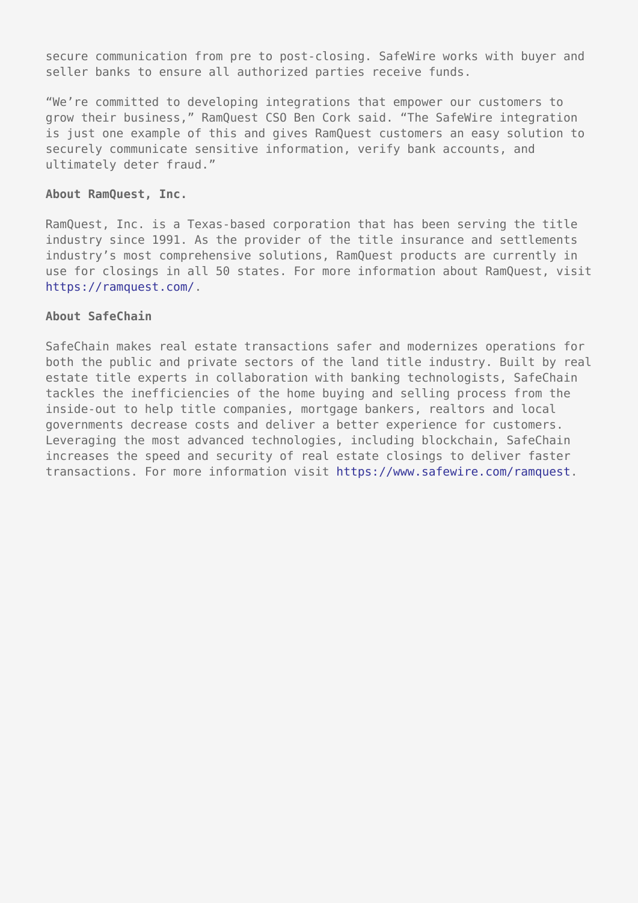secure communication from pre to post-closing. SafeWire works with buyer and seller banks to ensure all authorized parties receive funds.

"We're committed to developing integrations that empower our customers to grow their business," RamQuest CSO Ben Cork said. "The SafeWire integration is just one example of this and gives RamQuest customers an easy solution to securely communicate sensitive information, verify bank accounts, and ultimately deter fraud."

**About RamQuest, Inc.**

RamQuest, Inc. is a Texas-based corporation that has been serving the title industry since 1991. As the provider of the title insurance and settlements industry's most comprehensive solutions, RamQuest products are currently in use for closings in all 50 states. For more information about RamQuest, visit https://ramquest.com/.

**About SafeChain**

SafeChain makes real estate transactions safer and modernizes operations for both the public and private sectors of the land title industry. Built by real estate title experts in collaboration with banking technologists, SafeChain tackles the inefficiencies of the home buying and selling process from the inside-out to help title companies, mortgage bankers, realtors and local governments decrease costs and deliver a better experience for customers. Leveraging the most advanced technologies, including blockchain, SafeChain increases the speed and security of real estate closings to deliver faster transactions. For more information visit https://www.safewire.com/ramquest.